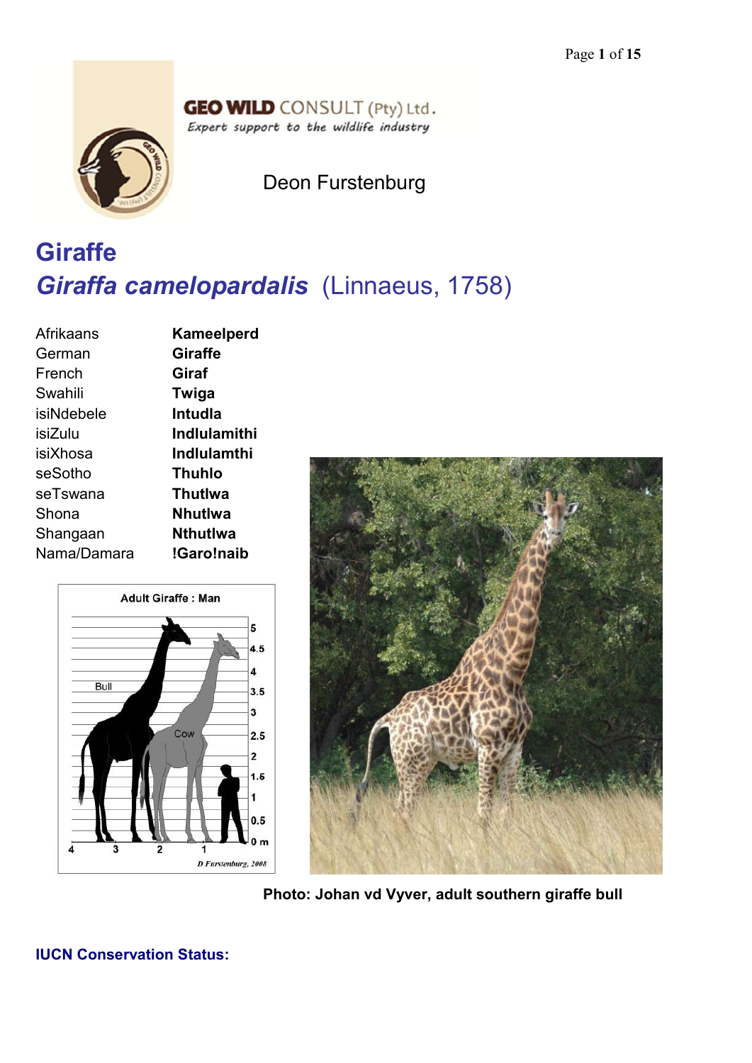GEO WILD CONSULT (Pty) Ltd.

*Expert support to the wildlife industry*

Deon Furstenburg

# Giraffe

## *Giraffa camelopardalis* (Linnaeus, 1758)

| | |
|---|---|
| Afrikaans | **Kameelperd** |
| German | **Giraffe** |
| French | **Giraf** |
| Swahili | **Twiga** |
| isiNdebele | **Intudla** |
| isiZulu | **Indlulamithi** |
| isiXhosa | **Indlulamthi** |
| seSotho | **Thuhlo** |
| seTswana | **Thutlwa** |
| Shona | **Nhutlwa** |
| Shangaan | **Nthutlwa** |
| Nama/Damara | **!Garo!naib** |

**Photo: Johan vd Vyver, adult southern giraffe bull**

**IUCN Conservation Status:**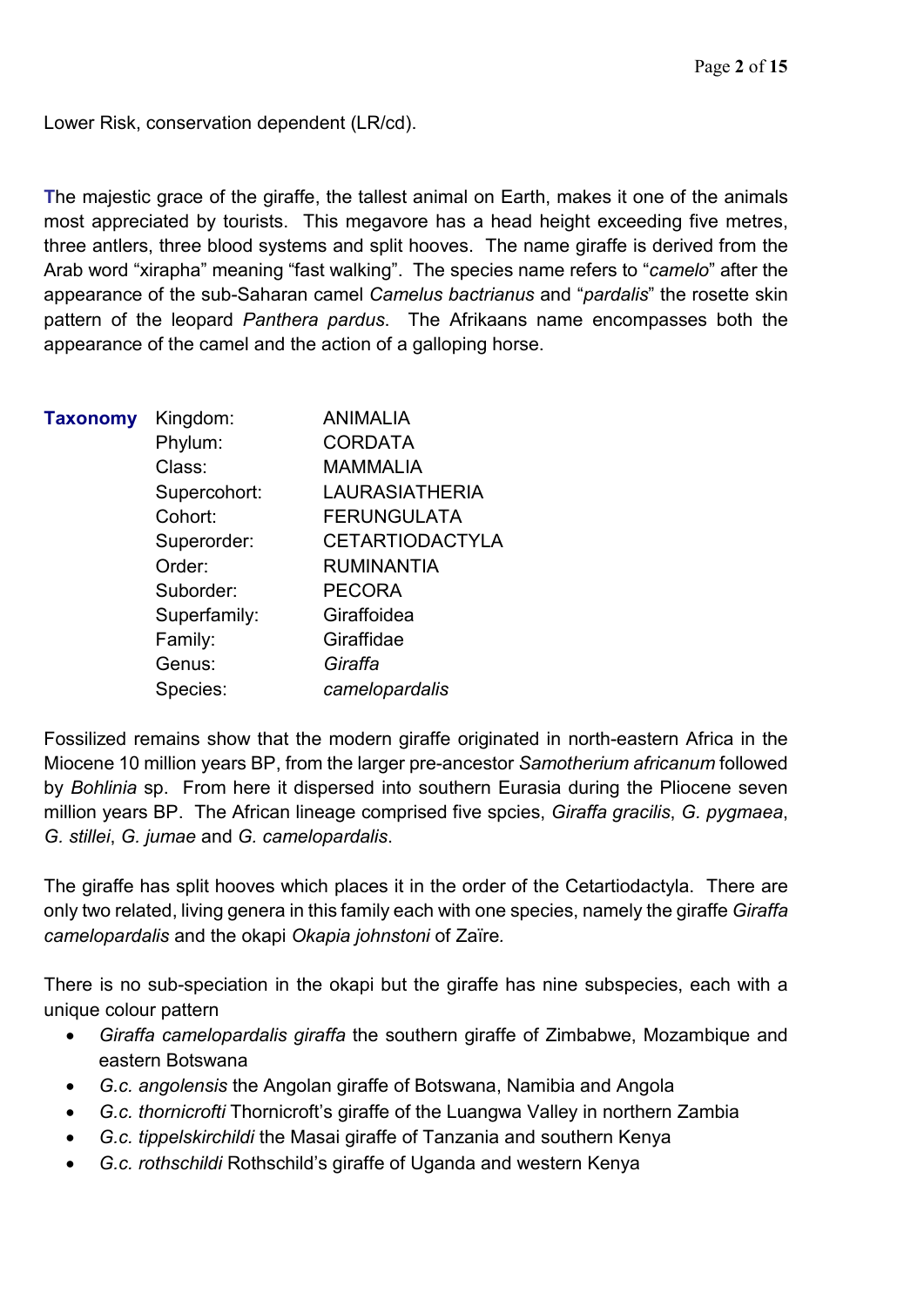Lower Risk, conservation dependent (LR/cd).

The majestic grace of the giraffe, the tallest animal on Earth, makes it one of the animals most appreciated by tourists. This megavore has a head height exceeding five metres, three antlers, three blood systems and split hooves. The name giraffe is derived from the Arab word "xirapha" meaning "fast walking". The species name refers to "*camelo*" after the appearance of the sub-Saharan camel *Camelus bactrianus* and "*pardalis*" the rosette skin pattern of the leopard *Panthera pardus*. The Afrikaans name encompasses both the appearance of the camel and the action of a galloping horse.

| **Taxonomy** | | |
|---|---|---|
| | Kingdom: | ANIMALIA |
| | Phylum: | CORDATA |
| | Class: | MAMMALIA |
| | Supercohort: | LAURASIATHERIA |
| | Cohort: | FERUNGULATA |
| | Superorder: | CETARTIODACTYLA |
| | Order: | RUMINANTIA |
| | Suborder: | PECORA |
| | Superfamily: | Giraffoidea |
| | Family: | Giraffidae |
| | Genus: | *Giraffa* |
| | Species: | *camelopardalis* |

Fossilized remains show that the modern giraffe originated in north-eastern Africa in the Miocene 10 million years BP, from the larger pre-ancestor *Samotherium africanum* followed by *Bohlinia* sp. From here it dispersed into southern Eurasia during the Pliocene seven million years BP. The African lineage comprised five spcies, *Giraffa gracilis*, *G. pygmaea*, *G. stillei*, *G. jumae* and *G. camelopardalis*.

The giraffe has split hooves which places it in the order of the Cetartiodactyla. There are only two related, living genera in this family each with one species, namely the giraffe *Giraffa camelopardalis* and the okapi *Okapia johnstoni* of Zaïre.

There is no sub-speciation in the okapi but the giraffe has nine subspecies, each with a unique colour pattern

- *Giraffa camelopardalis giraffa* the southern giraffe of Zimbabwe, Mozambique and eastern Botswana
- *G.c. angolensis* the Angolan giraffe of Botswana, Namibia and Angola
- *G.c. thornicrofti* Thornicroft's giraffe of the Luangwa Valley in northern Zambia
- *G.c. tippelskirchildi* the Masai giraffe of Tanzania and southern Kenya
- *G.c. rothschildi* Rothschild's giraffe of Uganda and western Kenya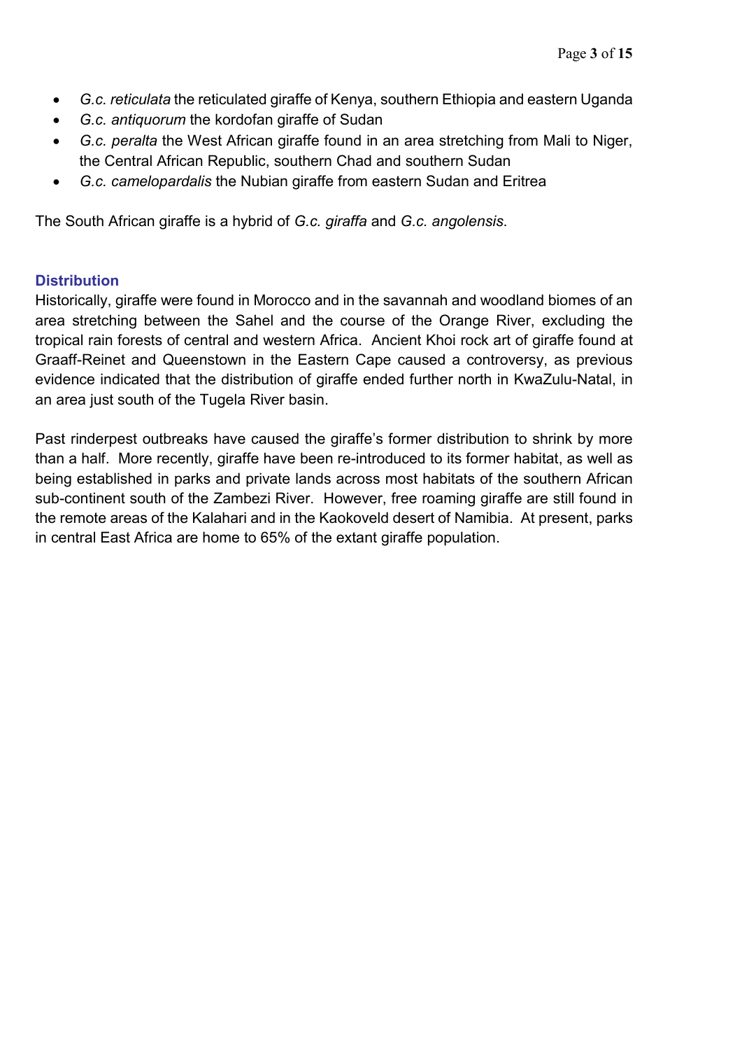- *G.c. reticulata* the reticulated giraffe of Kenya, southern Ethiopia and eastern Uganda
- *G.c. antiquorum* the kordofan giraffe of Sudan
- *G.c. peralta* the West African giraffe found in an area stretching from Mali to Niger, the Central African Republic, southern Chad and southern Sudan
- *G.c. camelopardalis* the Nubian giraffe from eastern Sudan and Eritrea

The South African giraffe is a hybrid of *G.c. giraffa* and *G.c. angolensis*.

### Distribution

Historically, giraffe were found in Morocco and in the savannah and woodland biomes of an area stretching between the Sahel and the course of the Orange River, excluding the tropical rain forests of central and western Africa. Ancient Khoi rock art of giraffe found at Graaff-Reinet and Queenstown in the Eastern Cape caused a controversy, as previous evidence indicated that the distribution of giraffe ended further north in KwaZulu-Natal, in an area just south of the Tugela River basin.

Past rinderpest outbreaks have caused the giraffe's former distribution to shrink by more than a half. More recently, giraffe have been re-introduced to its former habitat, as well as being established in parks and private lands across most habitats of the southern African sub-continent south of the Zambezi River. However, free roaming giraffe are still found in the remote areas of the Kalahari and in the Kaokoveld desert of Namibia. At present, parks in central East Africa are home to 65% of the extant giraffe population.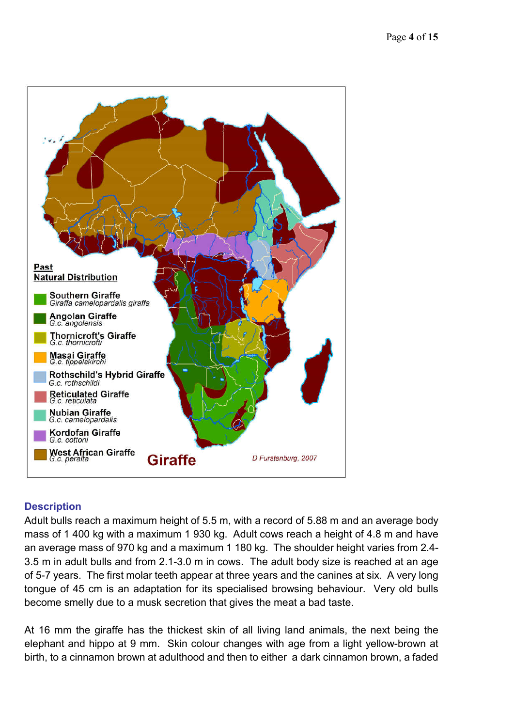## Description

Adult bulls reach a maximum height of 5.5 m, with a record of 5.88 m and an average body mass of 1 400 kg with a maximum 1 930 kg. Adult cows reach a height of 4.8 m and have an average mass of 970 kg and a maximum 1 180 kg. The shoulder height varies from 2.4-3.5 m in adult bulls and from 2.1-3.0 m in cows. The adult body size is reached at an age of 5-7 years. The first molar teeth appear at three years and the canines at six. A very long tongue of 45 cm is an adaptation for its specialised browsing behaviour. Very old bulls become smelly due to a musk secretion that gives the meat a bad taste.

At 16 mm the giraffe has the thickest skin of all living land animals, the next being the elephant and hippo at 9 mm. Skin colour changes with age from a light yellow-brown at birth, to a cinnamon brown at adulthood and then to either a dark cinnamon brown, a faded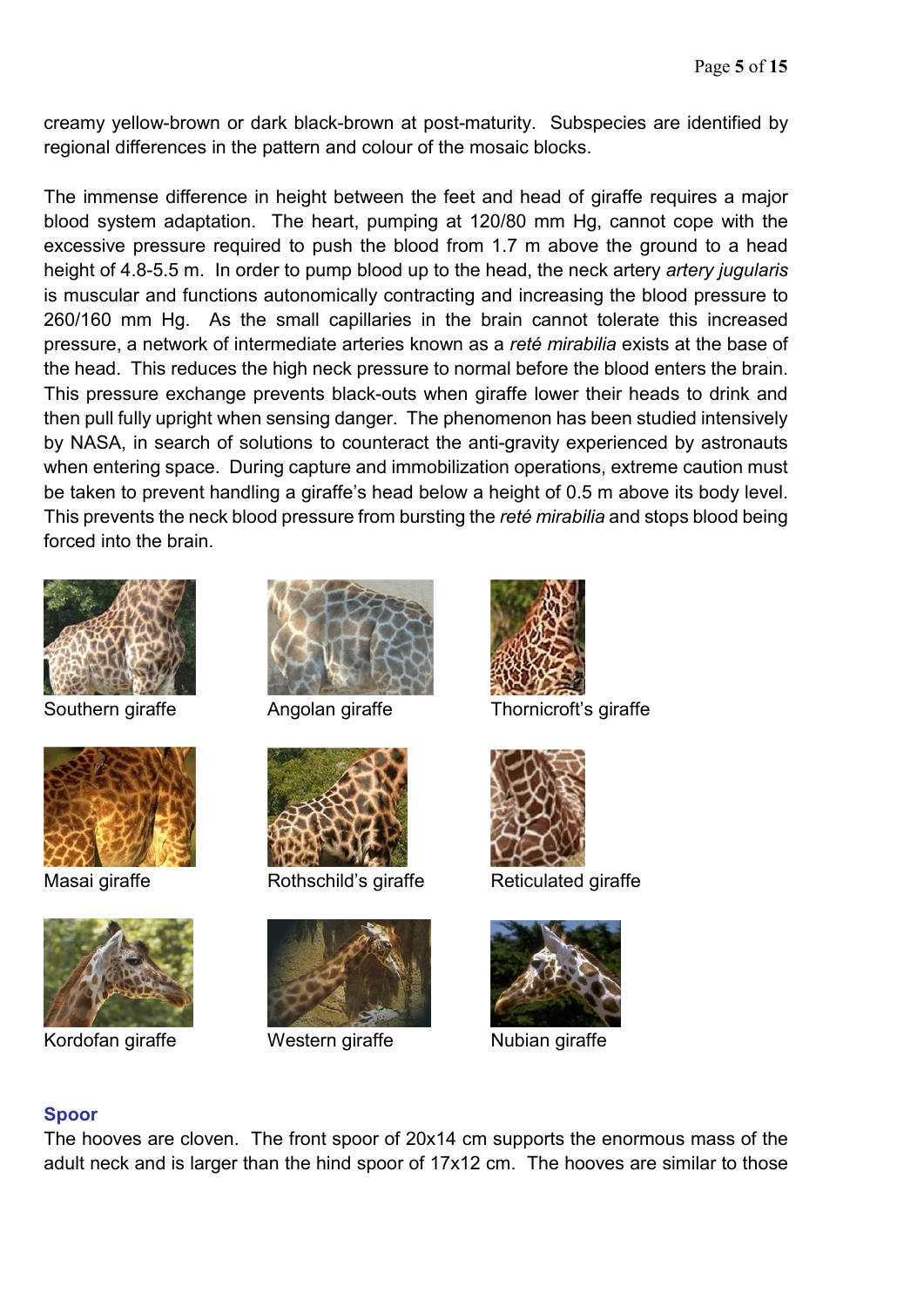creamy yellow-brown or dark black-brown at post-maturity. Subspecies are identified by regional differences in the pattern and colour of the mosaic blocks.

The immense difference in height between the feet and head of giraffe requires a major blood system adaptation. The heart, pumping at 120/80 mm Hg, cannot cope with the excessive pressure required to push the blood from 1.7 m above the ground to a head height of 4.8-5.5 m. In order to pump blood up to the head, the neck artery *artery jugularis* is muscular and functions autonomically contracting and increasing the blood pressure to 260/160 mm Hg. As the small capillaries in the brain cannot tolerate this increased pressure, a network of intermediate arteries known as a *reté mirabilia* exists at the base of the head. This reduces the high neck pressure to normal before the blood enters the brain. This pressure exchange prevents black-outs when giraffe lower their heads to drink and then pull fully upright when sensing danger. The phenomenon has been studied intensively by NASA, in search of solutions to counteract the anti-gravity experienced by astronauts when entering space. During capture and immobilization operations, extreme caution must be taken to prevent handling a giraffe's head below a height of 0.5 m above its body level. This prevents the neck blood pressure from bursting the *reté mirabilia* and stops blood being forced into the brain.

Southern giraffe

Angolan giraffe

Thornicroft's giraffe

Masai giraffe

Rothschild's giraffe

Reticulated giraffe

Kordofan giraffe

Western giraffe

Nubian giraffe

## Spoor

The hooves are cloven. The front spoor of 20x14 cm supports the enormous mass of the adult neck and is larger than the hind spoor of 17x12 cm. The hooves are similar to those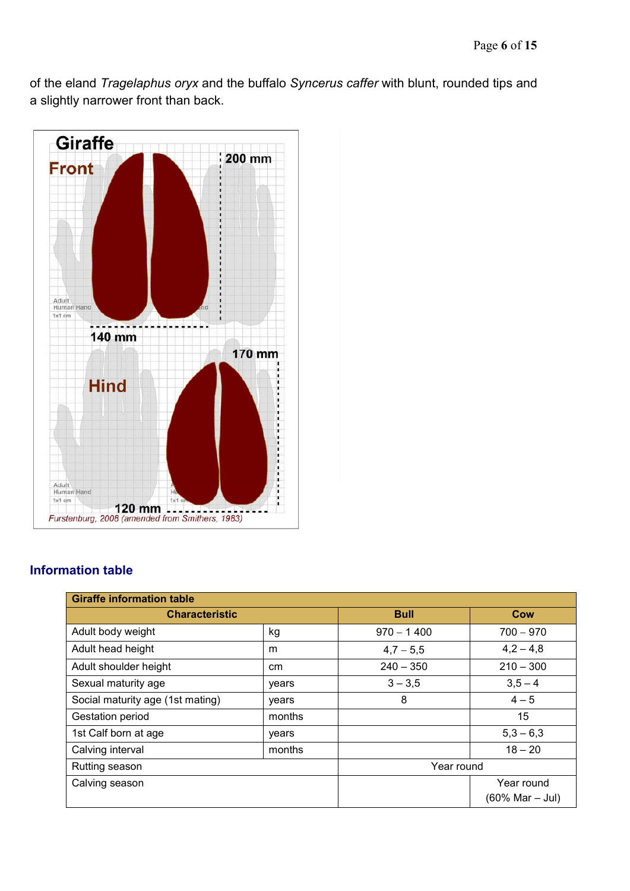of the eland *Tragelaphus oryx* and the buffalo *Syncerus caffer* with blunt, rounded tips and a slightly narrower front than back.

*Furstenburg, 2008 (amended from Smithers, 1983)*

## Information table

| Giraffe information table | | | |
|---|---|---|---|
| **Characteristic** | | **Bull** | **Cow** |
| Adult body weight | kg | 970 – 1 400 | 700 – 970 |
| Adult head height | m | 4,7 – 5,5 | 4,2 – 4,8 |
| Adult shoulder height | cm | 240 – 350 | 210 – 300 |
| Sexual maturity age | years | 3 – 3,5 | 3,5 – 4 |
| Social maturity age (1st mating) | years | 8 | 4 – 5 |
| Gestation period | months | | 15 |
| 1st Calf born at age | years | | 5,3 – 6,3 |
| Calving interval | months | | 18 – 20 |
| Rutting season | | Year round | |
| Calving season | | | Year round (60% Mar – Jul) |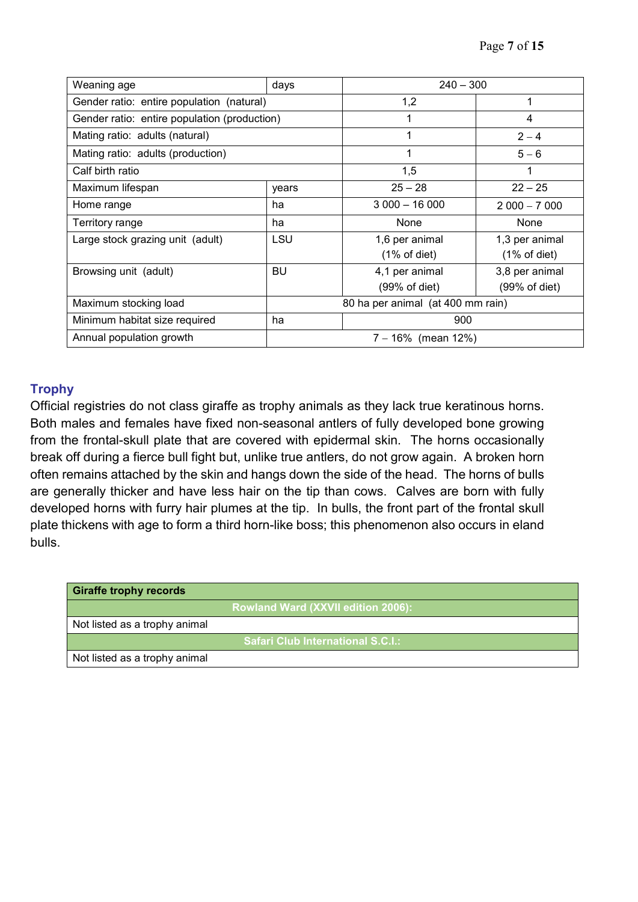| Weaning age | days | 240 – 300 | |
|---|---|---|---|
| Gender ratio: entire population (natural) | | 1,2 | 1 |
| Gender ratio: entire population (production) | | 1 | 4 |
| Mating ratio: adults (natural) | | 1 | 2 – 4 |
| Mating ratio: adults (production) | | 1 | 5 – 6 |
| Calf birth ratio | | 1,5 | 1 |
| Maximum lifespan | years | 25 – 28 | 22 – 25 |
| Home range | ha | 3 000 – 16 000 | 2 000 – 7 000 |
| Territory range | ha | None | None |
| Large stock grazing unit (adult) | LSU | 1,6 per animal (1% of diet) | 1,3 per animal (1% of diet) |
| Browsing unit (adult) | BU | 4,1 per animal (99% of diet) | 3,8 per animal (99% of diet) |
| Maximum stocking load | 80 ha per animal (at 400 mm rain) | | |
| Minimum habitat size required | ha | 900 | |
| Annual population growth | 7 – 16% (mean 12%) | | |

## Trophy

Official registries do not class giraffe as trophy animals as they lack true keratinous horns. Both males and females have fixed non-seasonal antlers of fully developed bone growing from the frontal-skull plate that are covered with epidermal skin. The horns occasionally break off during a fierce bull fight but, unlike true antlers, do not grow again. A broken horn often remains attached by the skin and hangs down the side of the head. The horns of bulls are generally thicker and have less hair on the tip than cows. Calves are born with fully developed horns with furry hair plumes at the tip. In bulls, the front part of the frontal skull plate thickens with age to form a third horn-like boss; this phenomenon also occurs in eland bulls.

| **Giraffe trophy records** |
|---|
| **Rowland Ward (XXVII edition 2006):** |
| Not listed as a trophy animal |
| **Safari Club International S.C.I.:** |
| Not listed as a trophy animal |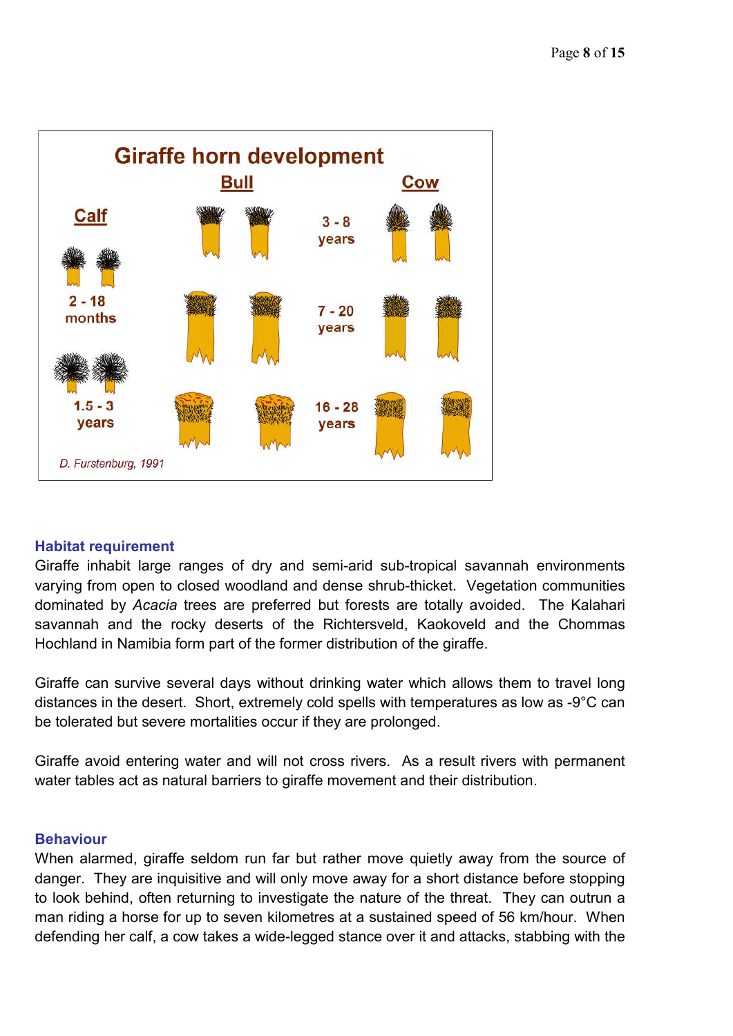**Giraffe horn development**

| Calf | Bull | | Cow |
|---|---|---|---|
| | | 3 - 8 years | |
| 2 - 18 months | | 7 - 20 years | |
| 1.5 - 3 years | | 16 - 28 years | |

*D. Furstenburg, 1991*

## Habitat requirement

Giraffe inhabit large ranges of dry and semi-arid sub-tropical savannah environments varying from open to closed woodland and dense shrub-thicket. Vegetation communities dominated by *Acacia* trees are preferred but forests are totally avoided. The Kalahari savannah and the rocky deserts of the Richtersveld, Kaokoveld and the Chommas Hochland in Namibia form part of the former distribution of the giraffe.

Giraffe can survive several days without drinking water which allows them to travel long distances in the desert. Short, extremely cold spells with temperatures as low as -9°C can be tolerated but severe mortalities occur if they are prolonged.

Giraffe avoid entering water and will not cross rivers. As a result rivers with permanent water tables act as natural barriers to giraffe movement and their distribution.

## Behaviour

When alarmed, giraffe seldom run far but rather move quietly away from the source of danger. They are inquisitive and will only move away for a short distance before stopping to look behind, often returning to investigate the nature of the threat. They can outrun a man riding a horse for up to seven kilometres at a sustained speed of 56 km/hour. When defending her calf, a cow takes a wide-legged stance over it and attacks, stabbing with the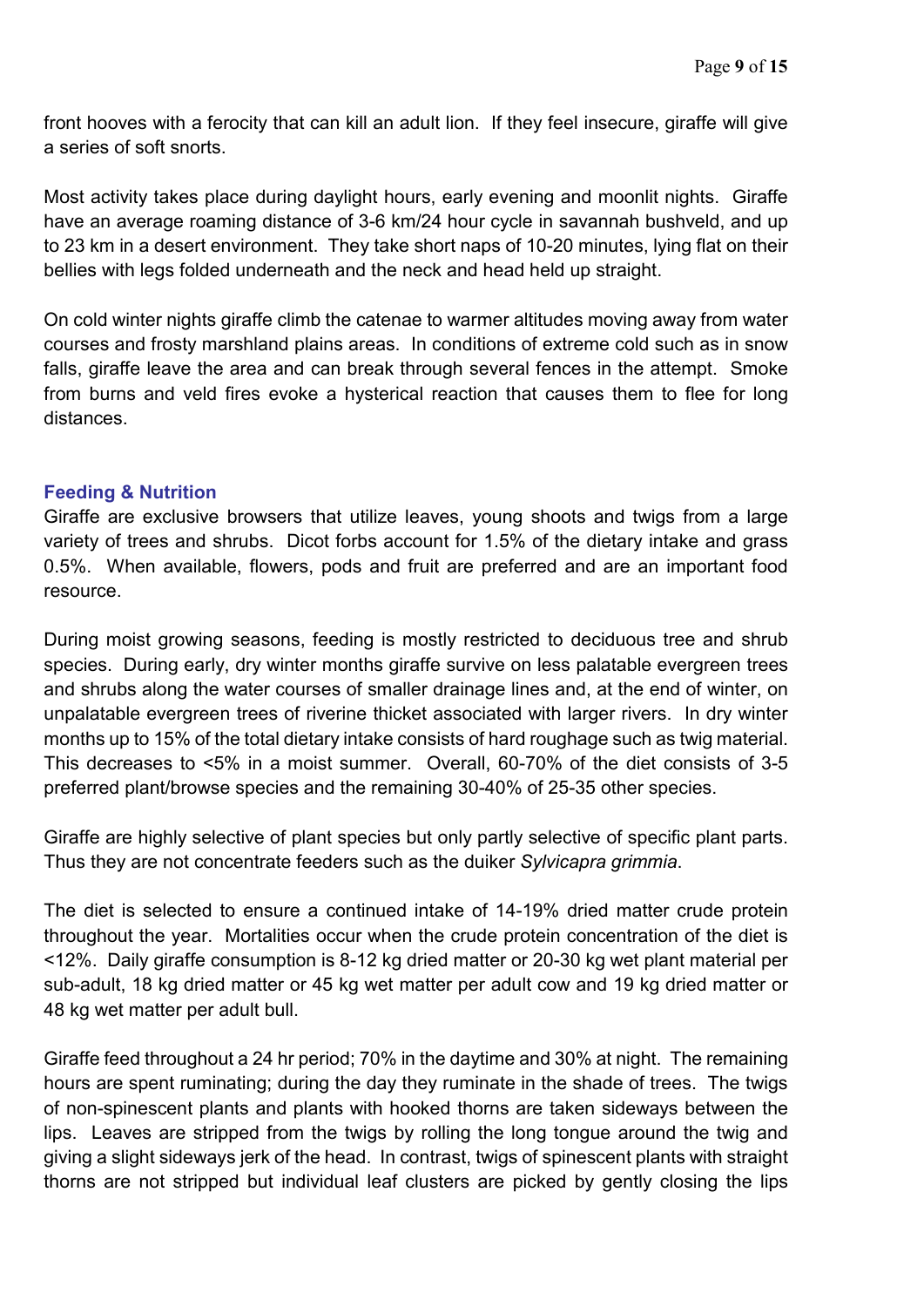front hooves with a ferocity that can kill an adult lion. If they feel insecure, giraffe will give a series of soft snorts.

Most activity takes place during daylight hours, early evening and moonlit nights. Giraffe have an average roaming distance of 3-6 km/24 hour cycle in savannah bushveld, and up to 23 km in a desert environment. They take short naps of 10-20 minutes, lying flat on their bellies with legs folded underneath and the neck and head held up straight.

On cold winter nights giraffe climb the catenae to warmer altitudes moving away from water courses and frosty marshland plains areas. In conditions of extreme cold such as in snow falls, giraffe leave the area and can break through several fences in the attempt. Smoke from burns and veld fires evoke a hysterical reaction that causes them to flee for long distances.

## Feeding & Nutrition

Giraffe are exclusive browsers that utilize leaves, young shoots and twigs from a large variety of trees and shrubs. Dicot forbs account for 1.5% of the dietary intake and grass 0.5%. When available, flowers, pods and fruit are preferred and are an important food resource.

During moist growing seasons, feeding is mostly restricted to deciduous tree and shrub species. During early, dry winter months giraffe survive on less palatable evergreen trees and shrubs along the water courses of smaller drainage lines and, at the end of winter, on unpalatable evergreen trees of riverine thicket associated with larger rivers. In dry winter months up to 15% of the total dietary intake consists of hard roughage such as twig material. This decreases to <5% in a moist summer. Overall, 60-70% of the diet consists of 3-5 preferred plant/browse species and the remaining 30-40% of 25-35 other species.

Giraffe are highly selective of plant species but only partly selective of specific plant parts. Thus they are not concentrate feeders such as the duiker *Sylvicapra grimmia*.

The diet is selected to ensure a continued intake of 14-19% dried matter crude protein throughout the year. Mortalities occur when the crude protein concentration of the diet is <12%. Daily giraffe consumption is 8-12 kg dried matter or 20-30 kg wet plant material per sub-adult, 18 kg dried matter or 45 kg wet matter per adult cow and 19 kg dried matter or 48 kg wet matter per adult bull.

Giraffe feed throughout a 24 hr period; 70% in the daytime and 30% at night. The remaining hours are spent ruminating; during the day they ruminate in the shade of trees. The twigs of non-spinescent plants and plants with hooked thorns are taken sideways between the lips. Leaves are stripped from the twigs by rolling the long tongue around the twig and giving a slight sideways jerk of the head. In contrast, twigs of spinescent plants with straight thorns are not stripped but individual leaf clusters are picked by gently closing the lips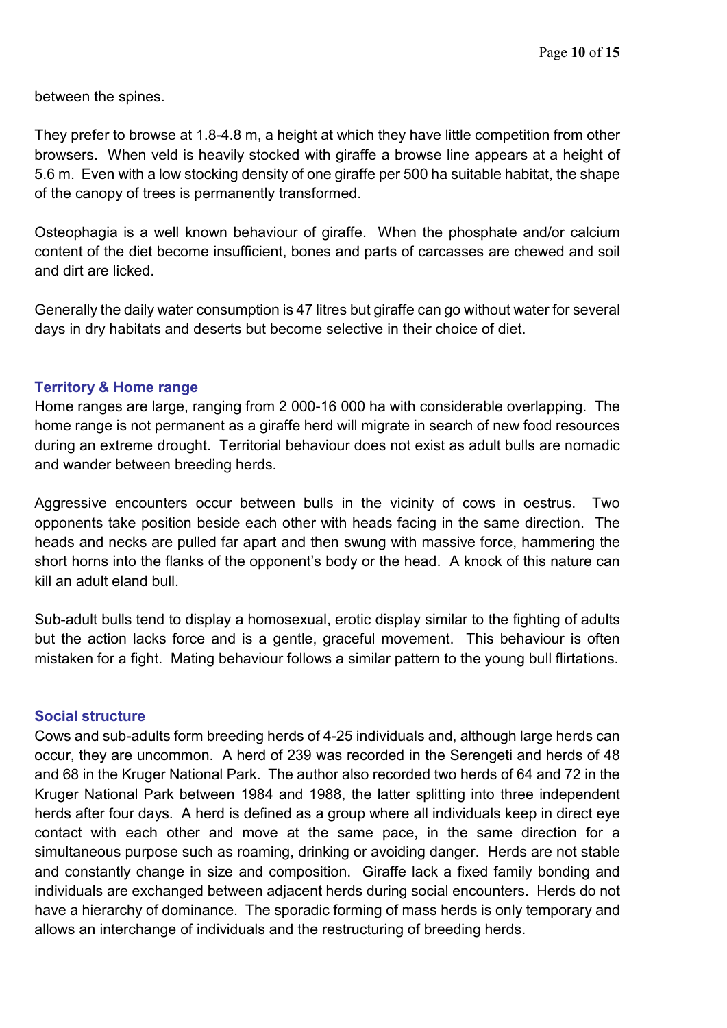between the spines.

They prefer to browse at 1.8-4.8 m, a height at which they have little competition from other browsers. When veld is heavily stocked with giraffe a browse line appears at a height of 5.6 m. Even with a low stocking density of one giraffe per 500 ha suitable habitat, the shape of the canopy of trees is permanently transformed.

Osteophagia is a well known behaviour of giraffe. When the phosphate and/or calcium content of the diet become insufficient, bones and parts of carcasses are chewed and soil and dirt are licked.

Generally the daily water consumption is 47 litres but giraffe can go without water for several days in dry habitats and deserts but become selective in their choice of diet.

## Territory & Home range

Home ranges are large, ranging from 2 000-16 000 ha with considerable overlapping. The home range is not permanent as a giraffe herd will migrate in search of new food resources during an extreme drought. Territorial behaviour does not exist as adult bulls are nomadic and wander between breeding herds.

Aggressive encounters occur between bulls in the vicinity of cows in oestrus. Two opponents take position beside each other with heads facing in the same direction. The heads and necks are pulled far apart and then swung with massive force, hammering the short horns into the flanks of the opponent's body or the head. A knock of this nature can kill an adult eland bull.

Sub-adult bulls tend to display a homosexual, erotic display similar to the fighting of adults but the action lacks force and is a gentle, graceful movement. This behaviour is often mistaken for a fight. Mating behaviour follows a similar pattern to the young bull flirtations.

## Social structure

Cows and sub-adults form breeding herds of 4-25 individuals and, although large herds can occur, they are uncommon. A herd of 239 was recorded in the Serengeti and herds of 48 and 68 in the Kruger National Park. The author also recorded two herds of 64 and 72 in the Kruger National Park between 1984 and 1988, the latter splitting into three independent herds after four days. A herd is defined as a group where all individuals keep in direct eye contact with each other and move at the same pace, in the same direction for a simultaneous purpose such as roaming, drinking or avoiding danger. Herds are not stable and constantly change in size and composition. Giraffe lack a fixed family bonding and individuals are exchanged between adjacent herds during social encounters. Herds do not have a hierarchy of dominance. The sporadic forming of mass herds is only temporary and allows an interchange of individuals and the restructuring of breeding herds.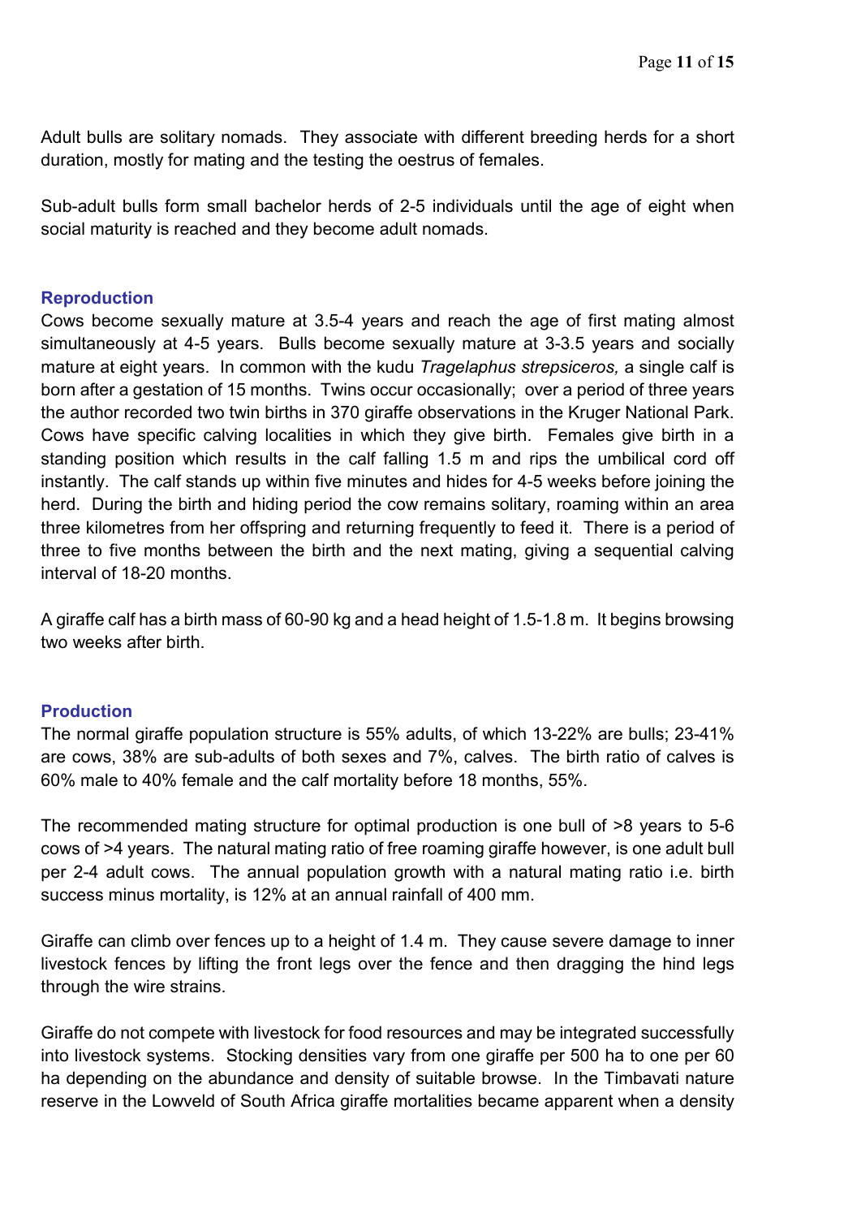Adult bulls are solitary nomads. They associate with different breeding herds for a short duration, mostly for mating and the testing the oestrus of females.

Sub-adult bulls form small bachelor herds of 2-5 individuals until the age of eight when social maturity is reached and they become adult nomads.

## Reproduction

Cows become sexually mature at 3.5-4 years and reach the age of first mating almost simultaneously at 4-5 years. Bulls become sexually mature at 3-3.5 years and socially mature at eight years. In common with the kudu *Tragelaphus strepsiceros,* a single calf is born after a gestation of 15 months. Twins occur occasionally; over a period of three years the author recorded two twin births in 370 giraffe observations in the Kruger National Park. Cows have specific calving localities in which they give birth. Females give birth in a standing position which results in the calf falling 1.5 m and rips the umbilical cord off instantly. The calf stands up within five minutes and hides for 4-5 weeks before joining the herd. During the birth and hiding period the cow remains solitary, roaming within an area three kilometres from her offspring and returning frequently to feed it. There is a period of three to five months between the birth and the next mating, giving a sequential calving interval of 18-20 months.

A giraffe calf has a birth mass of 60-90 kg and a head height of 1.5-1.8 m. It begins browsing two weeks after birth.

## Production

The normal giraffe population structure is 55% adults, of which 13-22% are bulls; 23-41% are cows, 38% are sub-adults of both sexes and 7%, calves. The birth ratio of calves is 60% male to 40% female and the calf mortality before 18 months, 55%.

The recommended mating structure for optimal production is one bull of >8 years to 5-6 cows of >4 years. The natural mating ratio of free roaming giraffe however, is one adult bull per 2-4 adult cows. The annual population growth with a natural mating ratio i.e. birth success minus mortality, is 12% at an annual rainfall of 400 mm.

Giraffe can climb over fences up to a height of 1.4 m. They cause severe damage to inner livestock fences by lifting the front legs over the fence and then dragging the hind legs through the wire strains.

Giraffe do not compete with livestock for food resources and may be integrated successfully into livestock systems. Stocking densities vary from one giraffe per 500 ha to one per 60 ha depending on the abundance and density of suitable browse. In the Timbavati nature reserve in the Lowveld of South Africa giraffe mortalities became apparent when a density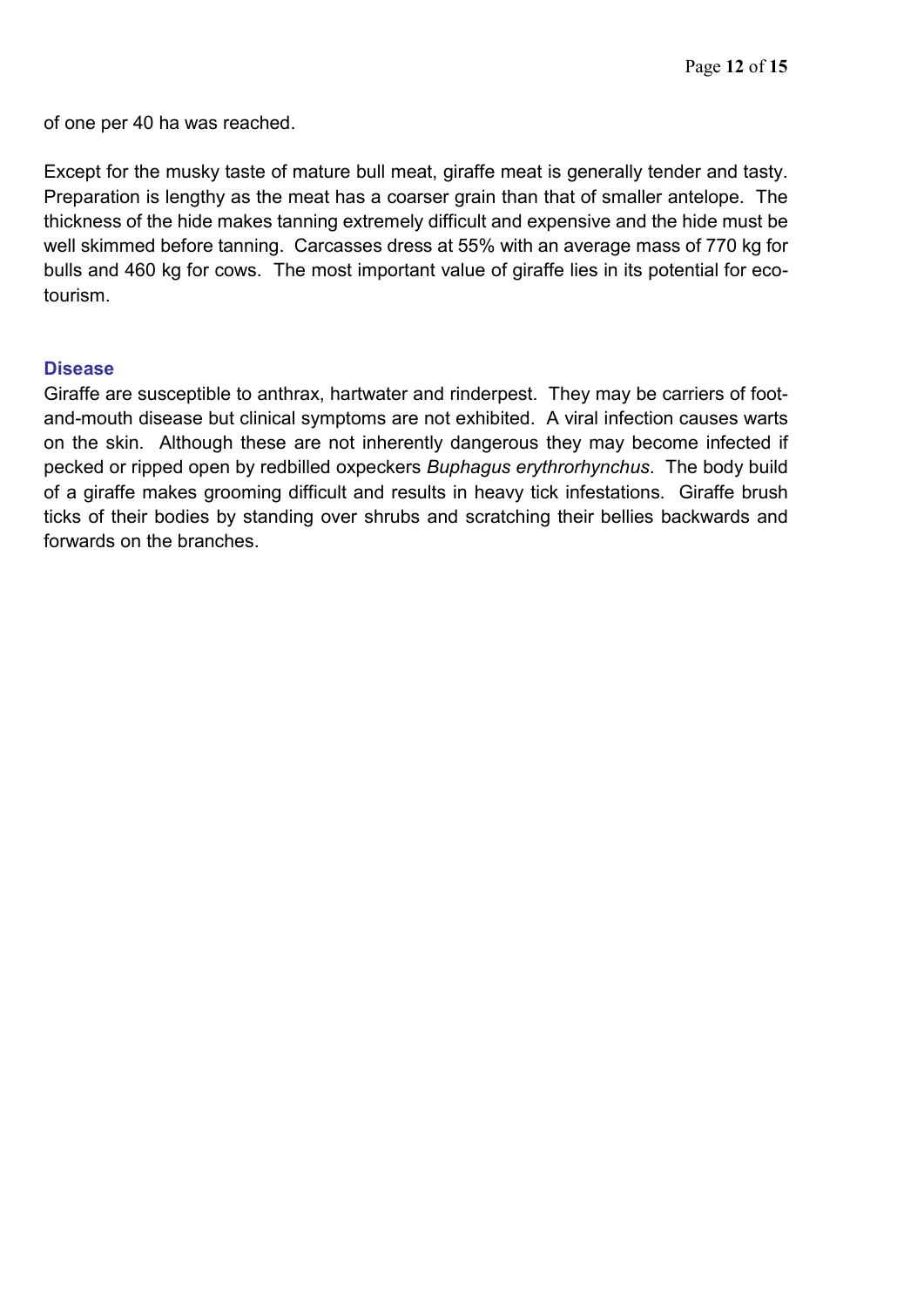of one per 40 ha was reached.

Except for the musky taste of mature bull meat, giraffe meat is generally tender and tasty. Preparation is lengthy as the meat has a coarser grain than that of smaller antelope. The thickness of the hide makes tanning extremely difficult and expensive and the hide must be well skimmed before tanning. Carcasses dress at 55% with an average mass of 770 kg for bulls and 460 kg for cows. The most important value of giraffe lies in its potential for eco-tourism.

### Disease

Giraffe are susceptible to anthrax, hartwater and rinderpest. They may be carriers of foot-and-mouth disease but clinical symptoms are not exhibited. A viral infection causes warts on the skin. Although these are not inherently dangerous they may become infected if pecked or ripped open by redbilled oxpeckers *Buphagus erythrorhynchus*. The body build of a giraffe makes grooming difficult and results in heavy tick infestations. Giraffe brush ticks of their bodies by standing over shrubs and scratching their bellies backwards and forwards on the branches.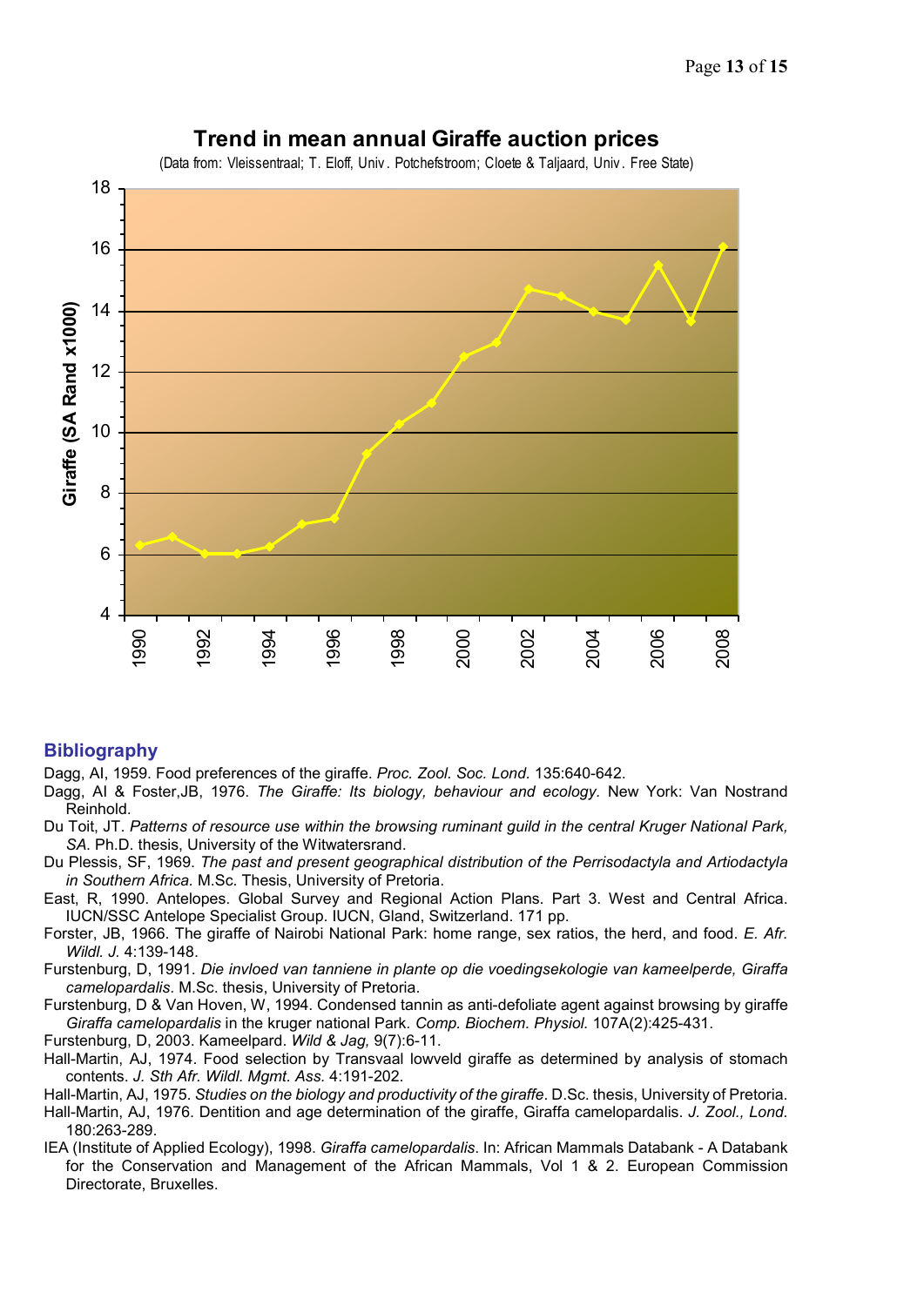**Trend in mean annual Giraffe auction prices**

(Data from: Vleissentraal; T. Eloff, Univ. Potchefstroom; Cloete & Taljaard, Univ. Free State)

## Bibliography

Dagg, AI, 1959. Food preferences of the giraffe. *Proc. Zool. Soc. Lond.* 135:640-642.

Dagg, AI & Foster,JB, 1976. *The Giraffe: Its biology, behaviour and ecology.* New York: Van Nostrand Reinhold.

Du Toit, JT. *Patterns of resource use within the browsing ruminant guild in the central Kruger National Park, SA.* Ph.D. thesis, University of the Witwatersrand.

Du Plessis, SF, 1969. *The past and present geographical distribution of the Perrisodactyla and Artiodactyla in Southern Africa.* M.Sc. Thesis, University of Pretoria.

East, R, 1990. Antelopes. Global Survey and Regional Action Plans. Part 3. West and Central Africa. IUCN/SSC Antelope Specialist Group. IUCN, Gland, Switzerland. 171 pp.

Forster, JB, 1966. The giraffe of Nairobi National Park: home range, sex ratios, the herd, and food. *E. Afr. Wildl. J.* 4:139-148.

Furstenburg, D, 1991. *Die invloed van tanniene in plante op die voedingsekologie van kameelperde, Giraffa camelopardalis*. M.Sc. thesis, University of Pretoria.

Furstenburg, D & Van Hoven, W, 1994. Condensed tannin as anti-defoliate agent against browsing by giraffe *Giraffa camelopardalis* in the kruger national Park. *Comp. Biochem. Physiol.* 107A(2):425-431.

Furstenburg, D, 2003. Kameelpard. *Wild & Jag,* 9(7):6-11.

Hall-Martin, AJ, 1974. Food selection by Transvaal lowveld giraffe as determined by analysis of stomach contents. *J. Sth Afr. Wildl. Mgmt. Ass.* 4:191-202.

Hall-Martin, AJ, 1975. *Studies on the biology and productivity of the giraffe*. D.Sc. thesis, University of Pretoria.

Hall-Martin, AJ, 1976. Dentition and age determination of the giraffe, Giraffa camelopardalis. *J. Zool., Lond.* 180:263-289.

IEA (Institute of Applied Ecology), 1998. *Giraffa camelopardalis*. In: African Mammals Databank - A Databank for the Conservation and Management of the African Mammals, Vol 1 & 2. European Commission Directorate, Bruxelles.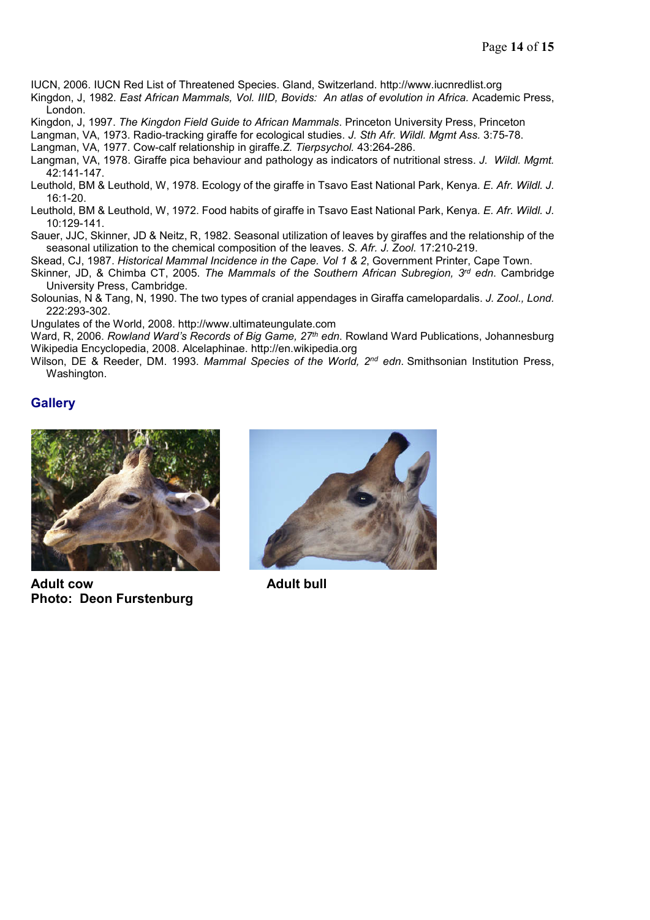IUCN, 2006. IUCN Red List of Threatened Species. Gland, Switzerland. http://www.iucnredlist.org

Kingdon, J, 1982. *East African Mammals, Vol. IIID, Bovids: An atlas of evolution in Africa.* Academic Press, London.

Kingdon, J, 1997. *The Kingdon Field Guide to African Mammals*. Princeton University Press, Princeton

Langman, VA, 1973. Radio-tracking giraffe for ecological studies. *J. Sth Afr. Wildl. Mgmt Ass.* 3:75-78.

Langman, VA, 1977. Cow-calf relationship in giraffe.*Z. Tierpsychol.* 43:264-286.

Langman, VA, 1978. Giraffe pica behaviour and pathology as indicators of nutritional stress. *J. Wildl. Mgmt.* 42:141-147.

Leuthold, BM & Leuthold, W, 1978. Ecology of the giraffe in Tsavo East National Park, Kenya. *E. Afr. Wildl. J.* 16:1-20.

Leuthold, BM & Leuthold, W, 1972. Food habits of giraffe in Tsavo East National Park, Kenya. *E. Afr. Wildl. J.* 10:129-141.

Sauer, JJC, Skinner, JD & Neitz, R, 1982. Seasonal utilization of leaves by giraffes and the relationship of the seasonal utilization to the chemical composition of the leaves. *S. Afr. J. Zool.* 17:210-219.

Skead, CJ, 1987. *Historical Mammal Incidence in the Cape. Vol 1 & 2*, Government Printer, Cape Town.

Skinner, JD, & Chimba CT, 2005. *The Mammals of the Southern African Subregion, 3rd edn*. Cambridge University Press, Cambridge.

Solounias, N & Tang, N, 1990. The two types of cranial appendages in Giraffa camelopardalis. *J. Zool., Lond.* 222:293-302.

Ungulates of the World, 2008. http://www.ultimateungulate.com

Ward, R, 2006. *Rowland Ward's Records of Big Game, 27th edn*. Rowland Ward Publications, Johannesburg

Wikipedia Encyclopedia, 2008. Alcelaphinae. http://en.wikipedia.org

Wilson, DE & Reeder, DM. 1993. *Mammal Species of the World, 2nd edn*. Smithsonian Institution Press, Washington.

## Gallery

**Adult cow**
**Photo: Deon Furstenburg**

**Adult bull**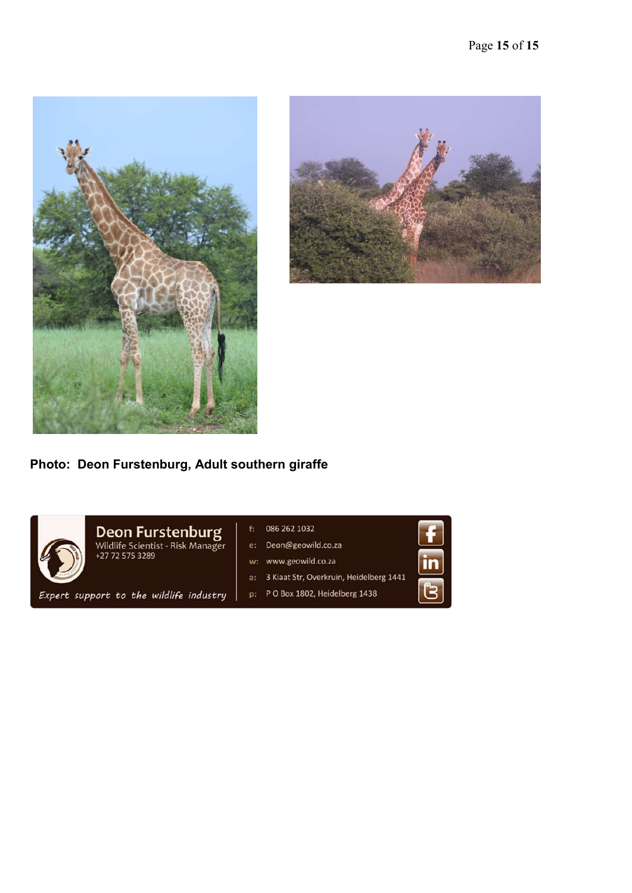**Photo: Deon Furstenburg, Adult southern giraffe**

**Deon Furstenburg**
Wildlife Scientist - Risk Manager
+27 72 575 3289

*Expert support to the wildlife industry*

f: 086 262 1032
e: Deon@geowild.co.za
w: www.geowild.co.za
a: 3 Klaat Str, Overkruin, Heidelberg 1441
p: P O Box 1802, Heidelberg 1438